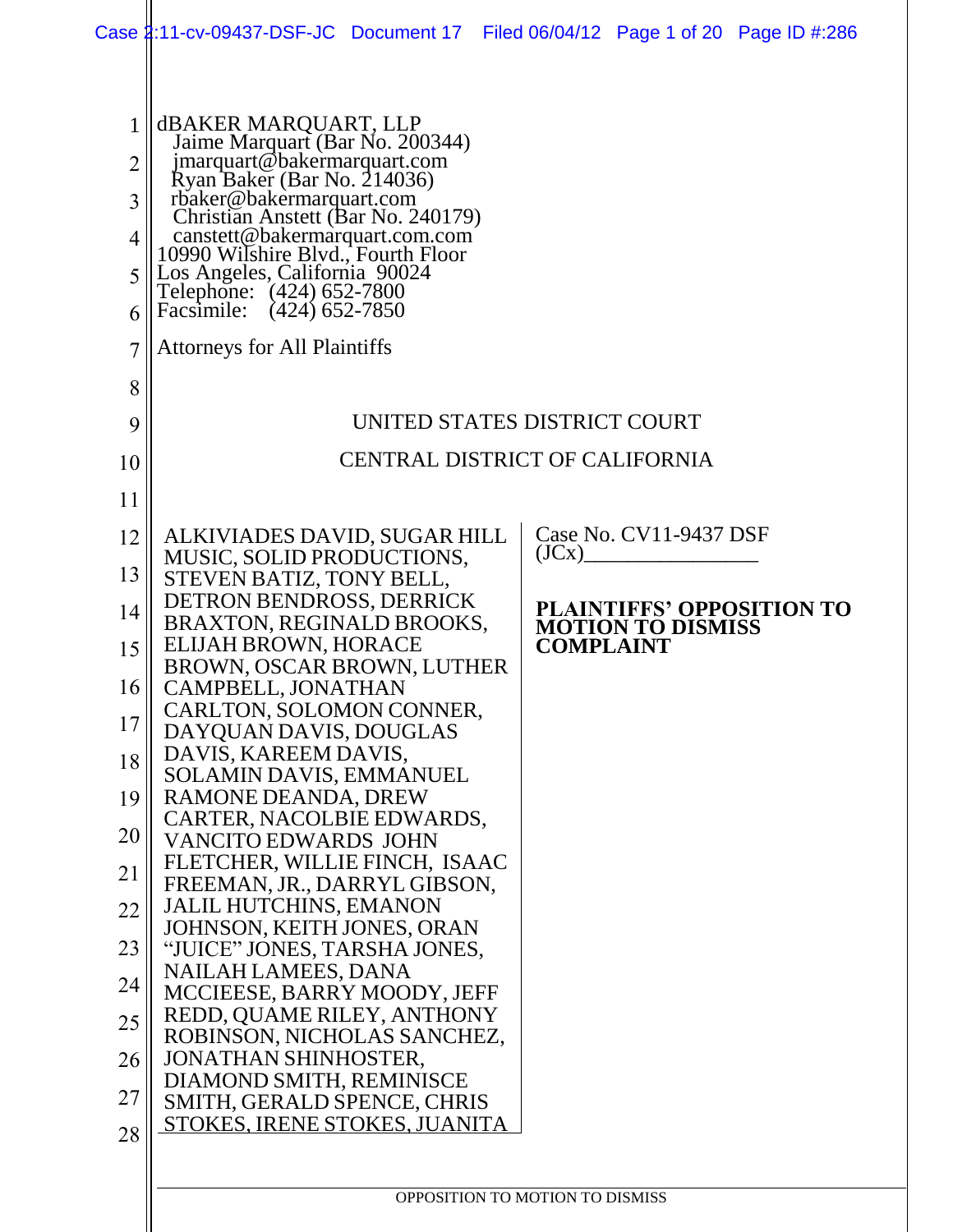dBAKER MARQUART, LLP
Jaime Marquart (Bar No. 200344)
jmarquart@bakermarquart.com
Ryan Baker (Bar No. 214036)
rbaker@bakermarquart.com
Christian Anstett (Bar No. 240179)
canstett@bakermarquart.com.com
10990 Wilshire Blvd., Fourth Floor
Los Angeles, California 90024
Telephone: (424) 652-7800
Facsimile: (424) 652-7850

Attorneys for All Plaintiffs

UNITED STATES DISTRICT COURT

CENTRAL DISTRICT OF CALIFORNIA

ALKIVIADES DAVID, SUGAR HILL MUSIC, SOLID PRODUCTIONS, STEVEN BATIZ, TONY BELL, DETRON BENDROSS, DERRICK BRAXTON, REGINALD BROOKS, ELIJAH BROWN, HORACE BROWN, OSCAR BROWN, LUTHER CAMPBELL, JONATHAN CARLTON, SOLOMON CONNER, DAYQUAN DAVIS, DOUGLAS DAVIS, KAREEM DAVIS, SOLAMIN DAVIS, EMMANUEL RAMONE DEANDA, DREW CARTER, NACOLBIE EDWARDS, VANCITO EDWARDS JOHN FLETCHER, WILLIE FINCH, ISAAC FREEMAN, JR., DARRYL GIBSON, JALIL HUTCHINS, EMANON JOHNSON, KEITH JONES, ORAN "JUICE" JONES, TARSHA JONES, NAILAH LAMEES, DANA MCCIEESE, BARRY MOODY, JEFF REDD, QUAME RILEY, ANTHONY ROBINSON, NICHOLAS SANCHEZ, JONATHAN SHINHOSTER, DIAMOND SMITH, REMINISCE SMITH, GERALD SPENCE, CHRIS STOKES, IRENE STOKES, JUANITA

Case No. CV11-9437 DSF (JCx)________________

**PLAINTIFFS' OPPOSITION TO MOTION TO DISMISS COMPLAINT**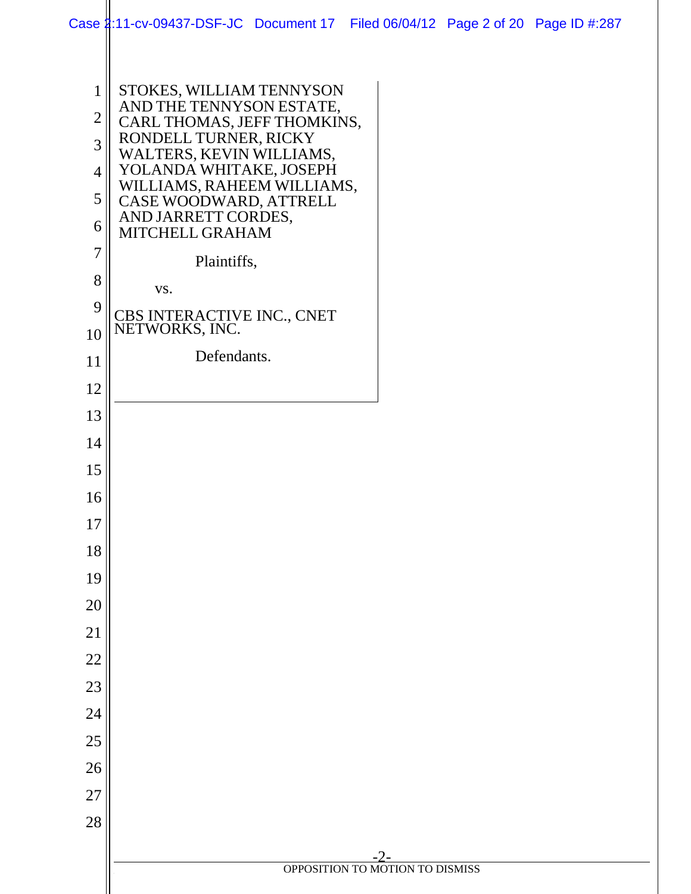STOKES, WILLIAM TENNYSON AND THE TENNYSON ESTATE, CARL THOMAS, JEFF THOMKINS, RONDELL TURNER, RICKY WALTERS, KEVIN WILLIAMS, YOLANDA WHITAKE, JOSEPH WILLIAMS, RAHEEM WILLIAMS, CASE WOODWARD, ATTRELL AND JARRETT CORDES, MITCHELL GRAHAM

Plaintiffs,

vs.

CBS INTERACTIVE INC., CNET NETWORKS, INC.

Defendants.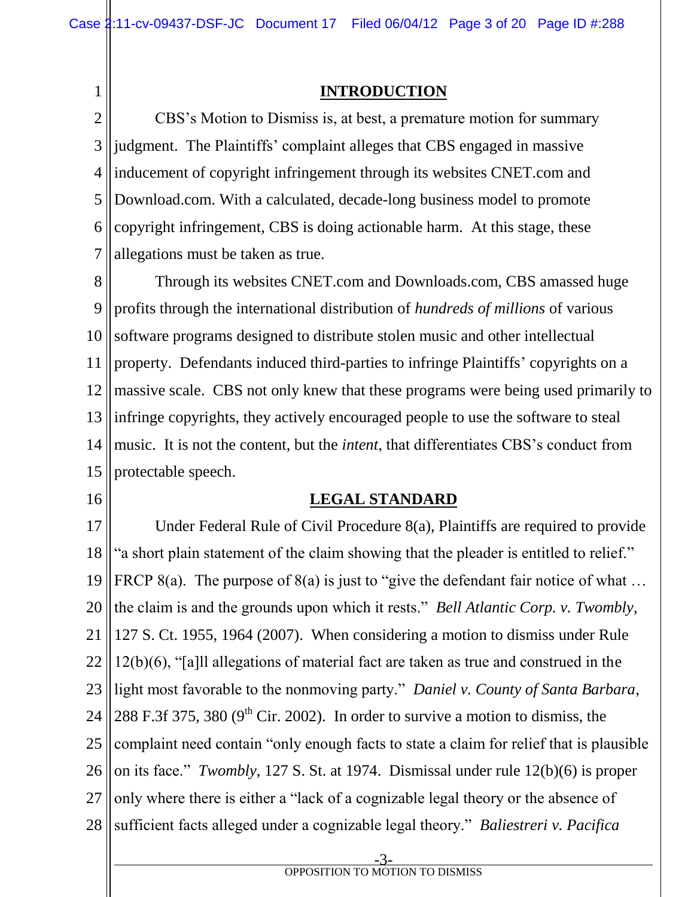## INTRODUCTION

CBS's Motion to Dismiss is, at best, a premature motion for summary judgment. The Plaintiffs' complaint alleges that CBS engaged in massive inducement of copyright infringement through its websites CNET.com and Download.com. With a calculated, decade-long business model to promote copyright infringement, CBS is doing actionable harm. At this stage, these allegations must be taken as true.

Through its websites CNET.com and Downloads.com, CBS amassed huge profits through the international distribution of *hundreds of millions* of various software programs designed to distribute stolen music and other intellectual property. Defendants induced third-parties to infringe Plaintiffs' copyrights on a massive scale. CBS not only knew that these programs were being used primarily to infringe copyrights, they actively encouraged people to use the software to steal music. It is not the content, but the *intent*, that differentiates CBS's conduct from protectable speech.

## LEGAL STANDARD

Under Federal Rule of Civil Procedure 8(a), Plaintiffs are required to provide "a short plain statement of the claim showing that the pleader is entitled to relief." FRCP 8(a). The purpose of 8(a) is just to "give the defendant fair notice of what … the claim is and the grounds upon which it rests." *Bell Atlantic Corp. v. Twombly*, 127 S. Ct. 1955, 1964 (2007). When considering a motion to dismiss under Rule 12(b)(6), "[a]ll allegations of material fact are taken as true and construed in the light most favorable to the nonmoving party." *Daniel v. County of Santa Barbara*, 288 F.3f 375, 380 (9th Cir. 2002). In order to survive a motion to dismiss, the complaint need contain "only enough facts to state a claim for relief that is plausible on its face." *Twombly*, 127 S. St. at 1974. Dismissal under rule 12(b)(6) is proper only where there is either a "lack of a cognizable legal theory or the absence of sufficient facts alleged under a cognizable legal theory." *Baliestreri v. Pacifica*

OPPOSITION TO MOTION TO DISMISS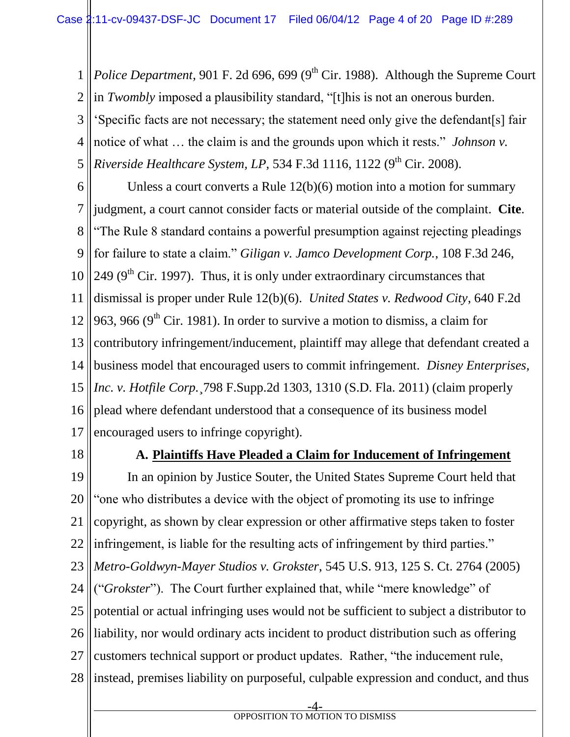*Police Department*, 901 F. 2d 696, 699 (9th Cir. 1988). Although the Supreme Court in *Twombly* imposed a plausibility standard, "[t]his is not an onerous burden. 'Specific facts are not necessary; the statement need only give the defendant[s] fair notice of what … the claim is and the grounds upon which it rests." *Johnson v. Riverside Healthcare System, LP*, 534 F.3d 1116, 1122 (9th Cir. 2008).

Unless a court converts a Rule 12(b)(6) motion into a motion for summary judgment, a court cannot consider facts or material outside of the complaint. **Cite**. "The Rule 8 standard contains a powerful presumption against rejecting pleadings for failure to state a claim." *Giligan v. Jamco Development Corp.*, 108 F.3d 246, 249 (9th Cir. 1997). Thus, it is only under extraordinary circumstances that dismissal is proper under Rule 12(b)(6). *United States v. Redwood City*, 640 F.2d 963, 966 (9th Cir. 1981). In order to survive a motion to dismiss, a claim for contributory infringement/inducement, plaintiff may allege that defendant created a business model that encouraged users to commit infringement. *Disney Enterprises, Inc. v. Hotfile Corp.*¸798 F.Supp.2d 1303, 1310 (S.D. Fla. 2011) (claim properly plead where defendant understood that a consequence of its business model encouraged users to infringe copyright).

### A. Plaintiffs Have Pleaded a Claim for Inducement of Infringement

In an opinion by Justice Souter, the United States Supreme Court held that "one who distributes a device with the object of promoting its use to infringe copyright, as shown by clear expression or other affirmative steps taken to foster infringement, is liable for the resulting acts of infringement by third parties." *Metro-Goldwyn-Mayer Studios v. Grokster*, 545 U.S. 913, 125 S. Ct. 2764 (2005) ("*Grokster*"). The Court further explained that, while "mere knowledge" of potential or actual infringing uses would not be sufficient to subject a distributor to liability, nor would ordinary acts incident to product distribution such as offering customers technical support or product updates. Rather, "the inducement rule, instead, premises liability on purposeful, culpable expression and conduct, and thus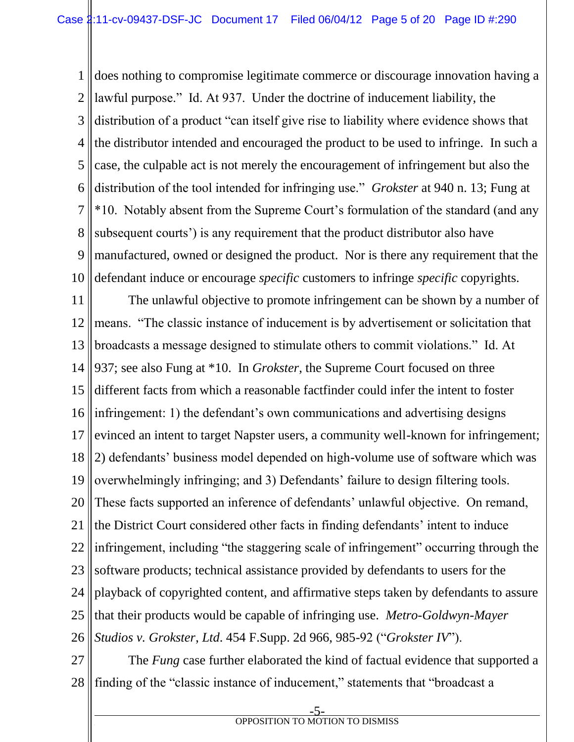does nothing to compromise legitimate commerce or discourage innovation having a lawful purpose." Id. At 937. Under the doctrine of inducement liability, the distribution of a product "can itself give rise to liability where evidence shows that the distributor intended and encouraged the product to be used to infringe. In such a case, the culpable act is not merely the encouragement of infringement but also the distribution of the tool intended for infringing use." *Grokster* at 940 n. 13; Fung at *10. Notably absent from the Supreme Court's formulation of the standard (and any subsequent courts') is any requirement that the product distributor also have manufactured, owned or designed the product. Nor is there any requirement that the defendant induce or encourage *specific* customers to infringe *specific* copyrights.

The unlawful objective to promote infringement can be shown by a number of means. "The classic instance of inducement is by advertisement or solicitation that broadcasts a message designed to stimulate others to commit violations." Id. At 937; see also Fung at *10. In *Grokster*, the Supreme Court focused on three different facts from which a reasonable factfinder could infer the intent to foster infringement: 1) the defendant's own communications and advertising designs evinced an intent to target Napster users, a community well-known for infringement; 2) defendants' business model depended on high-volume use of software which was overwhelmingly infringing; and 3) Defendants' failure to design filtering tools. These facts supported an inference of defendants' unlawful objective. On remand, the District Court considered other facts in finding defendants' intent to induce infringement, including "the staggering scale of infringement" occurring through the software products; technical assistance provided by defendants to users for the playback of copyrighted content, and affirmative steps taken by defendants to assure that their products would be capable of infringing use. *Metro-Goldwyn-Mayer Studios v. Grokster, Ltd*. 454 F.Supp. 2d 966, 985-92 ("*Grokster IV*").

The *Fung* case further elaborated the kind of factual evidence that supported a finding of the "classic instance of inducement," statements that "broadcast a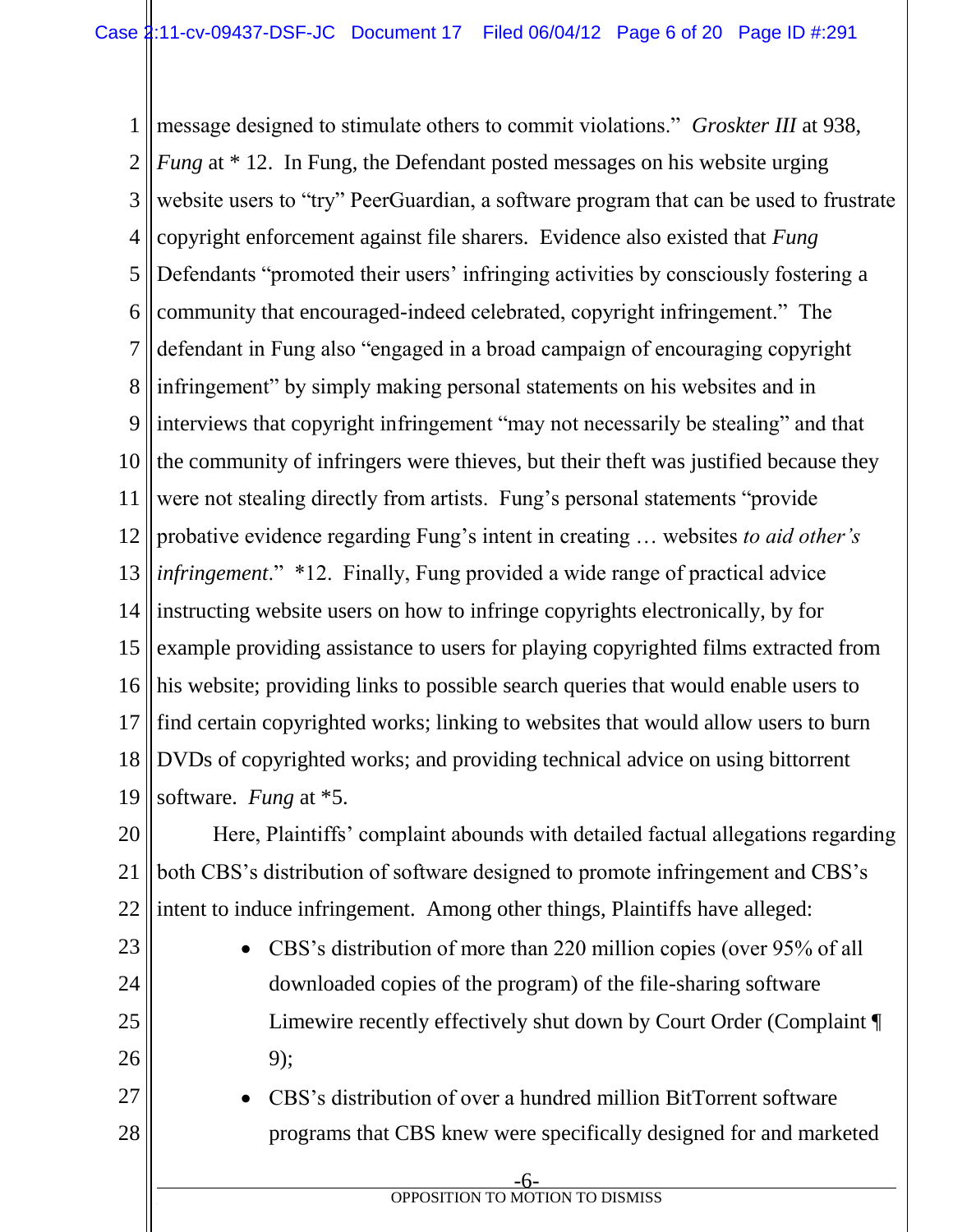message designed to stimulate others to commit violations." *Groskter III* at 938, *Fung* at * 12. In Fung, the Defendant posted messages on his website urging website users to "try" PeerGuardian, a software program that can be used to frustrate copyright enforcement against file sharers. Evidence also existed that *Fung* Defendants "promoted their users' infringing activities by consciously fostering a community that encouraged-indeed celebrated, copyright infringement." The defendant in Fung also "engaged in a broad campaign of encouraging copyright infringement" by simply making personal statements on his websites and in interviews that copyright infringement "may not necessarily be stealing" and that the community of infringers were thieves, but their theft was justified because they were not stealing directly from artists. Fung's personal statements "provide probative evidence regarding Fung's intent in creating … websites *to aid other's infringement*." *12. Finally, Fung provided a wide range of practical advice instructing website users on how to infringe copyrights electronically, by for example providing assistance to users for playing copyrighted films extracted from his website; providing links to possible search queries that would enable users to find certain copyrighted works; linking to websites that would allow users to burn DVDs of copyrighted works; and providing technical advice on using bittorrent software. *Fung* at *5.

Here, Plaintiffs' complaint abounds with detailed factual allegations regarding both CBS's distribution of software designed to promote infringement and CBS's intent to induce infringement. Among other things, Plaintiffs have alleged:

- CBS's distribution of more than 220 million copies (over 95% of all downloaded copies of the program) of the file-sharing software Limewire recently effectively shut down by Court Order (Complaint ¶ 9);
- CBS's distribution of over a hundred million BitTorrent software programs that CBS knew were specifically designed for and marketed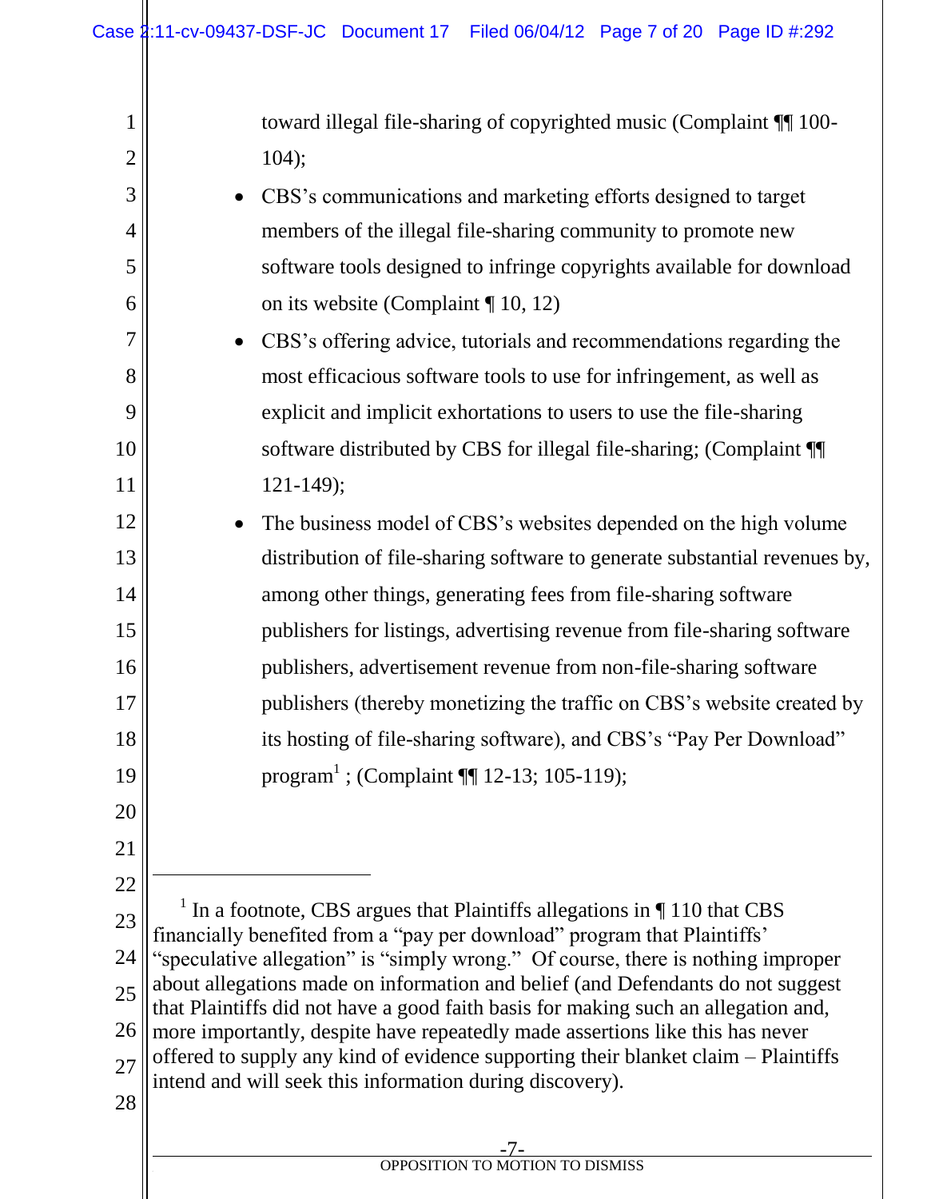toward illegal file-sharing of copyrighted music (Complaint ¶¶ 100-104);

- CBS's communications and marketing efforts designed to target members of the illegal file-sharing community to promote new software tools designed to infringe copyrights available for download on its website (Complaint ¶ 10, 12)
- CBS's offering advice, tutorials and recommendations regarding the most efficacious software tools to use for infringement, as well as explicit and implicit exhortations to users to use the file-sharing software distributed by CBS for illegal file-sharing; (Complaint ¶¶ 121-149);
- The business model of CBS's websites depended on the high volume distribution of file-sharing software to generate substantial revenues by, among other things, generating fees from file-sharing software publishers for listings, advertising revenue from file-sharing software publishers, advertisement revenue from non-file-sharing software publishers (thereby monetizing the traffic on CBS's website created by its hosting of file-sharing software), and CBS's "Pay Per Download" program[1] ; (Complaint ¶¶ 12-13; 105-119);

---

[1] In a footnote, CBS argues that Plaintiffs allegations in ¶ 110 that CBS financially benefited from a "pay per download" program that Plaintiffs' "speculative allegation" is "simply wrong." Of course, there is nothing improper about allegations made on information and belief (and Defendants do not suggest that Plaintiffs did not have a good faith basis for making such an allegation and, more importantly, despite have repeatedly made assertions like this has never offered to supply any kind of evidence supporting their blanket claim – Plaintiffs intend and will seek this information during discovery).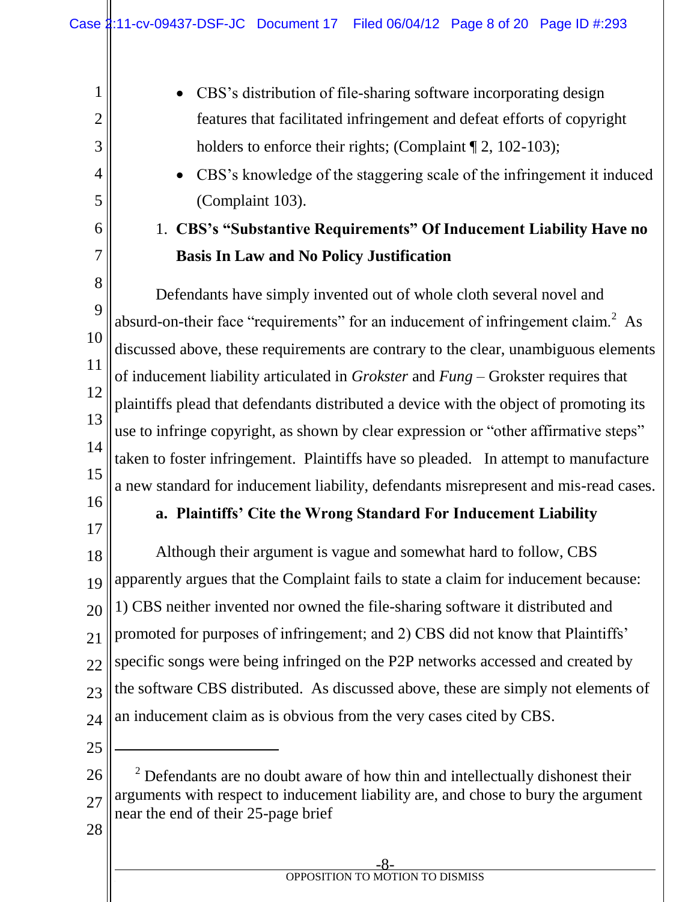- CBS's distribution of file-sharing software incorporating design features that facilitated infringement and defeat efforts of copyright holders to enforce their rights; (Complaint ¶ 2, 102-103);
- CBS's knowledge of the staggering scale of the infringement it induced (Complaint 103).

### 1. CBS's "Substantive Requirements" Of Inducement Liability Have no Basis In Law and No Policy Justification

Defendants have simply invented out of whole cloth several novel and absurd-on-their face "requirements" for an inducement of infringement claim.[2] As discussed above, these requirements are contrary to the clear, unambiguous elements of inducement liability articulated in *Grokster* and *Fung* – Grokster requires that plaintiffs plead that defendants distributed a device with the object of promoting its use to infringe copyright, as shown by clear expression or "other affirmative steps" taken to foster infringement. Plaintiffs have so pleaded. In attempt to manufacture a new standard for inducement liability, defendants misrepresent and mis-read cases.

#### a. Plaintiffs' Cite the Wrong Standard For Inducement Liability

Although their argument is vague and somewhat hard to follow, CBS apparently argues that the Complaint fails to state a claim for inducement because: 1) CBS neither invented nor owned the file-sharing software it distributed and promoted for purposes of infringement; and 2) CBS did not know that Plaintiffs' specific songs were being infringed on the P2P networks accessed and created by the software CBS distributed. As discussed above, these are simply not elements of an inducement claim as is obvious from the very cases cited by CBS.

---

[2] Defendants are no doubt aware of how thin and intellectually dishonest their arguments with respect to inducement liability are, and chose to bury the argument near the end of their 25-page brief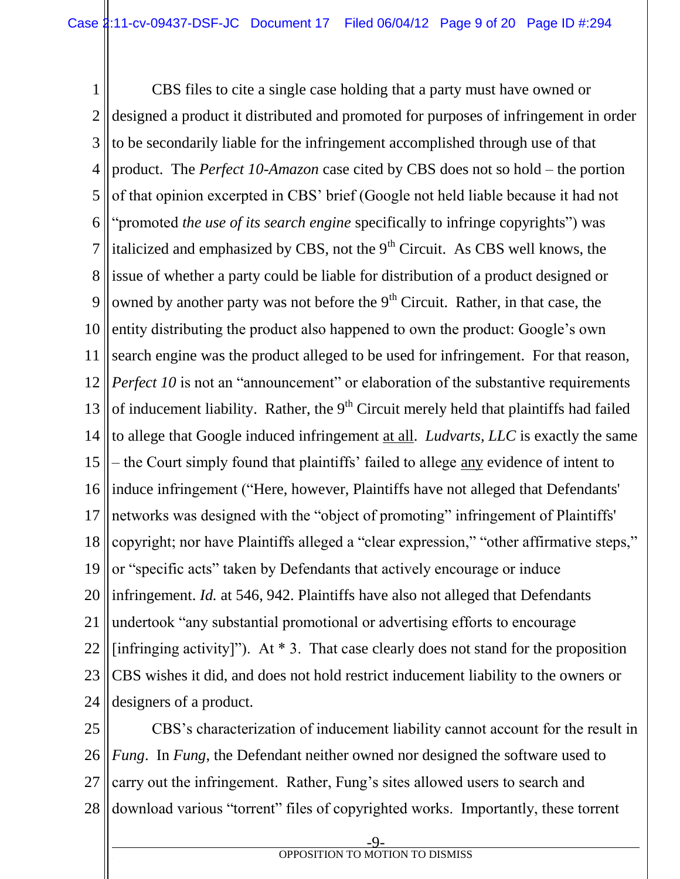CBS files to cite a single case holding that a party must have owned or designed a product it distributed and promoted for purposes of infringement in order to be secondarily liable for the infringement accomplished through use of that product. The *Perfect 10-Amazon* case cited by CBS does not so hold – the portion of that opinion excerpted in CBS' brief (Google not held liable because it had not "promoted *the use of its search engine* specifically to infringe copyrights") was italicized and emphasized by CBS, not the 9th Circuit. As CBS well knows, the issue of whether a party could be liable for distribution of a product designed or owned by another party was not before the 9th Circuit. Rather, in that case, the entity distributing the product also happened to own the product: Google's own search engine was the product alleged to be used for infringement. For that reason, *Perfect 10* is not an "announcement" or elaboration of the substantive requirements of inducement liability. Rather, the 9th Circuit merely held that plaintiffs had failed to allege that Google induced infringement <u>at all</u>. *Ludvarts, LLC* is exactly the same – the Court simply found that plaintiffs' failed to allege <u>any</u> evidence of intent to induce infringement ("Here, however, Plaintiffs have not alleged that Defendants' networks was designed with the "object of promoting" infringement of Plaintiffs' copyright; nor have Plaintiffs alleged a "clear expression," "other affirmative steps," or "specific acts" taken by Defendants that actively encourage or induce infringement. *Id.* at 546, 942. Plaintiffs have also not alleged that Defendants undertook "any substantial promotional or advertising efforts to encourage [infringing activity]"). At * 3. That case clearly does not stand for the proposition CBS wishes it did, and does not hold restrict inducement liability to the owners or designers of a product.

CBS's characterization of inducement liability cannot account for the result in *Fung*. In *Fung*, the Defendant neither owned nor designed the software used to carry out the infringement. Rather, Fung's sites allowed users to search and download various "torrent" files of copyrighted works. Importantly, these torrent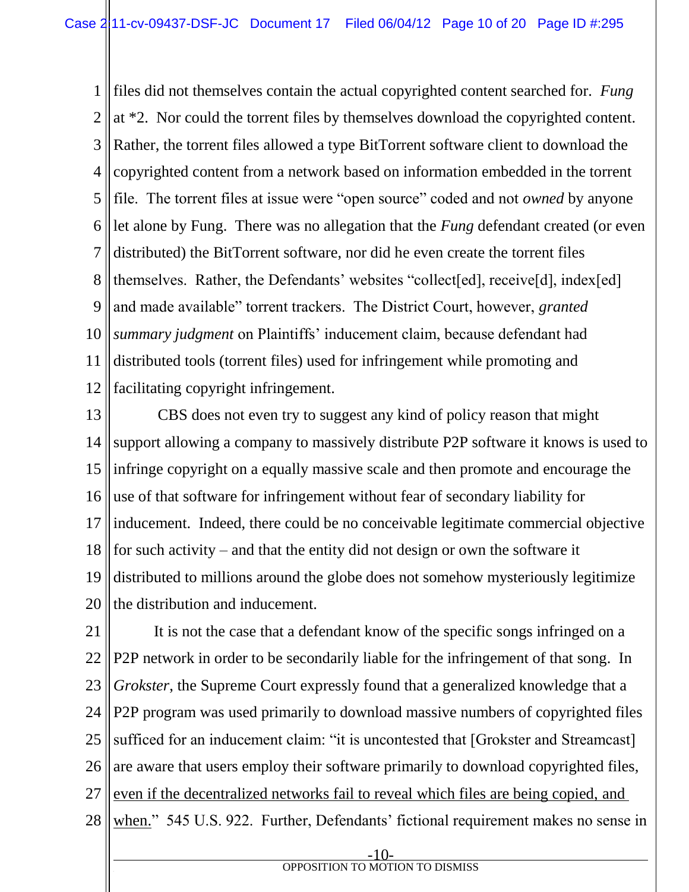files did not themselves contain the actual copyrighted content searched for. *Fung* at *2. Nor could the torrent files by themselves download the copyrighted content. Rather, the torrent files allowed a type BitTorrent software client to download the copyrighted content from a network based on information embedded in the torrent file. The torrent files at issue were "open source" coded and not *owned* by anyone let alone by Fung. There was no allegation that the *Fung* defendant created (or even distributed) the BitTorrent software, nor did he even create the torrent files themselves. Rather, the Defendants' websites "collect[ed], receive[d], index[ed] and made available" torrent trackers. The District Court, however, *granted summary judgment* on Plaintiffs' inducement claim, because defendant had distributed tools (torrent files) used for infringement while promoting and facilitating copyright infringement.

CBS does not even try to suggest any kind of policy reason that might support allowing a company to massively distribute P2P software it knows is used to infringe copyright on a equally massive scale and then promote and encourage the use of that software for infringement without fear of secondary liability for inducement. Indeed, there could be no conceivable legitimate commercial objective for such activity – and that the entity did not design or own the software it distributed to millions around the globe does not somehow mysteriously legitimize the distribution and inducement.

It is not the case that a defendant know of the specific songs infringed on a P2P network in order to be secondarily liable for the infringement of that song. In *Grokster*, the Supreme Court expressly found that a generalized knowledge that a P2P program was used primarily to download massive numbers of copyrighted files sufficed for an inducement claim: "it is uncontested that [Grokster and Streamcast] are aware that users employ their software primarily to download copyrighted files, <u>even if the decentralized networks fail to reveal which files are being copied, and when.</u>" 545 U.S. 922. Further, Defendants' fictional requirement makes no sense in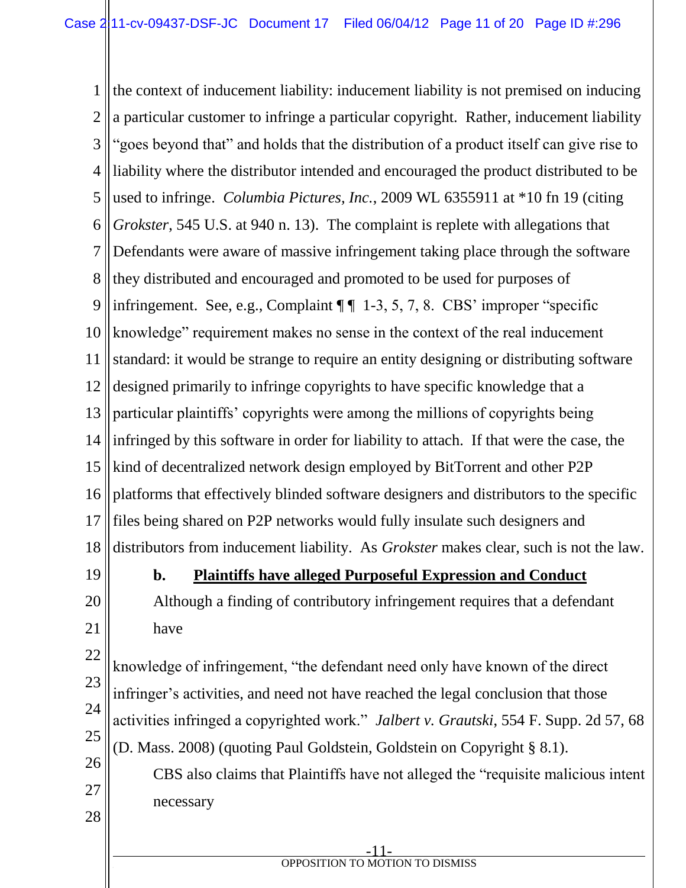the context of inducement liability: inducement liability is not premised on inducing a particular customer to infringe a particular copyright. Rather, inducement liability "goes beyond that" and holds that the distribution of a product itself can give rise to liability where the distributor intended and encouraged the product distributed to be used to infringe. *Columbia Pictures, Inc.*, 2009 WL 6355911 at *10 fn 19 (citing *Grokster*, 545 U.S. at 940 n. 13). The complaint is replete with allegations that Defendants were aware of massive infringement taking place through the software they distributed and encouraged and promoted to be used for purposes of infringement. See, e.g., Complaint ¶ ¶ 1-3, 5, 7, 8. CBS' improper "specific knowledge" requirement makes no sense in the context of the real inducement standard: it would be strange to require an entity designing or distributing software designed primarily to infringe copyrights to have specific knowledge that a particular plaintiffs' copyrights were among the millions of copyrights being infringed by this software in order for liability to attach. If that were the case, the kind of decentralized network design employed by BitTorrent and other P2P platforms that effectively blinded software designers and distributors to the specific files being shared on P2P networks would fully insulate such designers and distributors from inducement liability. As *Grokster* makes clear, such is not the law.

**b. Plaintiffs have alleged Purposeful Expression and Conduct**

Although a finding of contributory infringement requires that a defendant have knowledge of infringement, "the defendant need only have known of the direct infringer's activities, and need not have reached the legal conclusion that those activities infringed a copyrighted work." *Jalbert v. Grautski*, 554 F. Supp. 2d 57, 68 (D. Mass. 2008) (quoting Paul Goldstein, Goldstein on Copyright § 8.1).

CBS also claims that Plaintiffs have not alleged the "requisite malicious intent necessary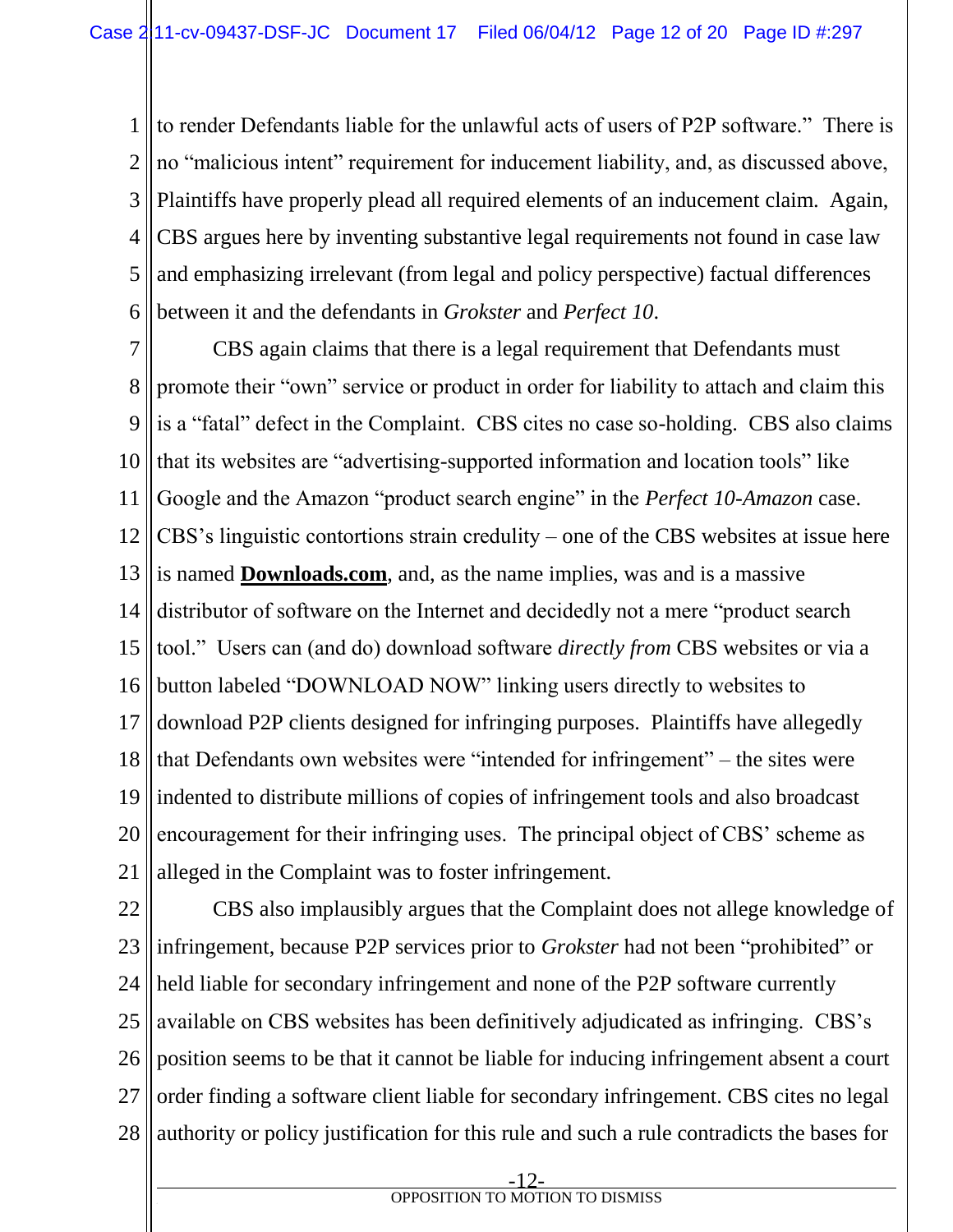to render Defendants liable for the unlawful acts of users of P2P software." There is no "malicious intent" requirement for inducement liability, and, as discussed above, Plaintiffs have properly plead all required elements of an inducement claim. Again, CBS argues here by inventing substantive legal requirements not found in case law and emphasizing irrelevant (from legal and policy perspective) factual differences between it and the defendants in *Grokster* and *Perfect 10*.

CBS again claims that there is a legal requirement that Defendants must promote their "own" service or product in order for liability to attach and claim this is a "fatal" defect in the Complaint. CBS cites no case so-holding. CBS also claims that its websites are "advertising-supported information and location tools" like Google and the Amazon "product search engine" in the *Perfect 10-Amazon* case. CBS's linguistic contortions strain credulity – one of the CBS websites at issue here is named **Downloads.com**, and, as the name implies, was and is a massive distributor of software on the Internet and decidedly not a mere "product search tool." Users can (and do) download software *directly from* CBS websites or via a button labeled "DOWNLOAD NOW" linking users directly to websites to download P2P clients designed for infringing purposes. Plaintiffs have allegedly that Defendants own websites were "intended for infringement" – the sites were indented to distribute millions of copies of infringement tools and also broadcast encouragement for their infringing uses. The principal object of CBS' scheme as alleged in the Complaint was to foster infringement.

CBS also implausibly argues that the Complaint does not allege knowledge of infringement, because P2P services prior to *Grokster* had not been "prohibited" or held liable for secondary infringement and none of the P2P software currently available on CBS websites has been definitively adjudicated as infringing. CBS's position seems to be that it cannot be liable for inducing infringement absent a court order finding a software client liable for secondary infringement. CBS cites no legal authority or policy justification for this rule and such a rule contradicts the bases for

OPPOSITION TO MOTION TO DISMISS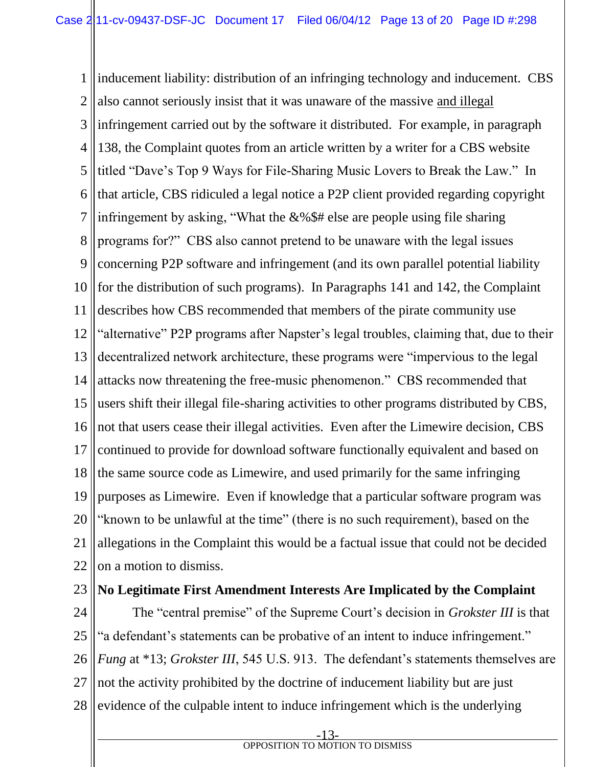inducement liability: distribution of an infringing technology and inducement. CBS also cannot seriously insist that it was unaware of the massive and illegal infringement carried out by the software it distributed. For example, in paragraph 138, the Complaint quotes from an article written by a writer for a CBS website titled "Dave's Top 9 Ways for File-Sharing Music Lovers to Break the Law." In that article, CBS ridiculed a legal notice a P2P client provided regarding copyright infringement by asking, "What the &%$# else are people using file sharing programs for?" CBS also cannot pretend to be unaware with the legal issues concerning P2P software and infringement (and its own parallel potential liability for the distribution of such programs). In Paragraphs 141 and 142, the Complaint describes how CBS recommended that members of the pirate community use "alternative" P2P programs after Napster's legal troubles, claiming that, due to their decentralized network architecture, these programs were "impervious to the legal attacks now threatening the free-music phenomenon." CBS recommended that users shift their illegal file-sharing activities to other programs distributed by CBS, not that users cease their illegal activities. Even after the Limewire decision, CBS continued to provide for download software functionally equivalent and based on the same source code as Limewire, and used primarily for the same infringing purposes as Limewire. Even if knowledge that a particular software program was "known to be unlawful at the time" (there is no such requirement), based on the allegations in the Complaint this would be a factual issue that could not be decided on a motion to dismiss.

**No Legitimate First Amendment Interests Are Implicated by the Complaint**

The "central premise" of the Supreme Court's decision in *Grokster III* is that "a defendant's statements can be probative of an intent to induce infringement." *Fung* at *13; *Grokster III*, 545 U.S. 913. The defendant's statements themselves are not the activity prohibited by the doctrine of inducement liability but are just evidence of the culpable intent to induce infringement which is the underlying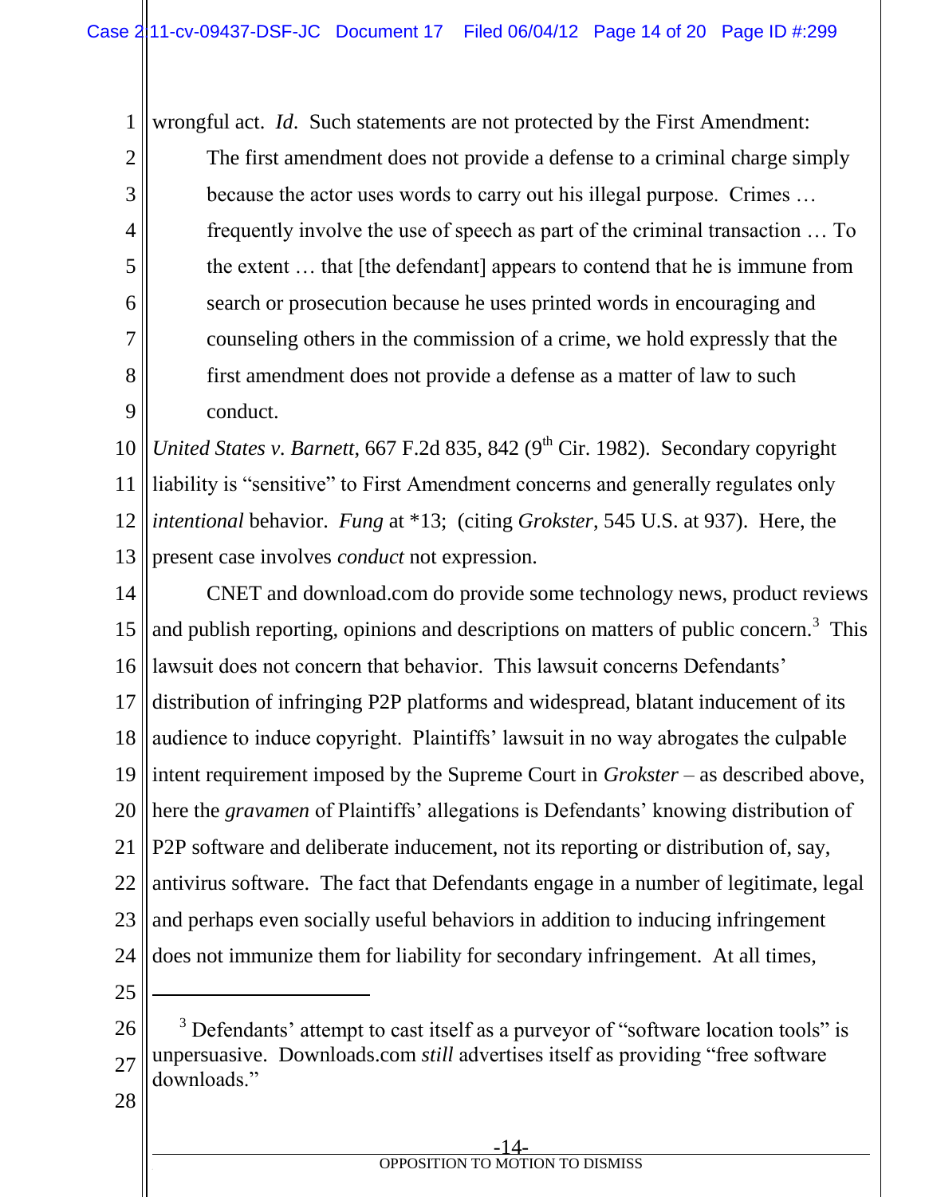wrongful act. *Id*. Such statements are not protected by the First Amendment:

> The first amendment does not provide a defense to a criminal charge simply because the actor uses words to carry out his illegal purpose. Crimes … frequently involve the use of speech as part of the criminal transaction … To the extent … that [the defendant] appears to contend that he is immune from search or prosecution because he uses printed words in encouraging and counseling others in the commission of a crime, we hold expressly that the first amendment does not provide a defense as a matter of law to such conduct.

*United States v. Barnett*, 667 F.2d 835, 842 (9th Cir. 1982). Secondary copyright liability is "sensitive" to First Amendment concerns and generally regulates only *intentional* behavior. *Fung* at *13; (citing *Grokster*, 545 U.S. at 937). Here, the present case involves *conduct* not expression.

CNET and download.com do provide some technology news, product reviews and publish reporting, opinions and descriptions on matters of public concern.[3] This lawsuit does not concern that behavior. This lawsuit concerns Defendants' distribution of infringing P2P platforms and widespread, blatant inducement of its audience to induce copyright. Plaintiffs' lawsuit in no way abrogates the culpable intent requirement imposed by the Supreme Court in *Grokster* – as described above, here the *gravamen* of Plaintiffs' allegations is Defendants' knowing distribution of P2P software and deliberate inducement, not its reporting or distribution of, say, antivirus software. The fact that Defendants engage in a number of legitimate, legal and perhaps even socially useful behaviors in addition to inducing infringement does not immunize them for liability for secondary infringement. At all times,

---

[3] Defendants' attempt to cast itself as a purveyor of "software location tools" is unpersuasive. Downloads.com *still* advertises itself as providing "free software downloads."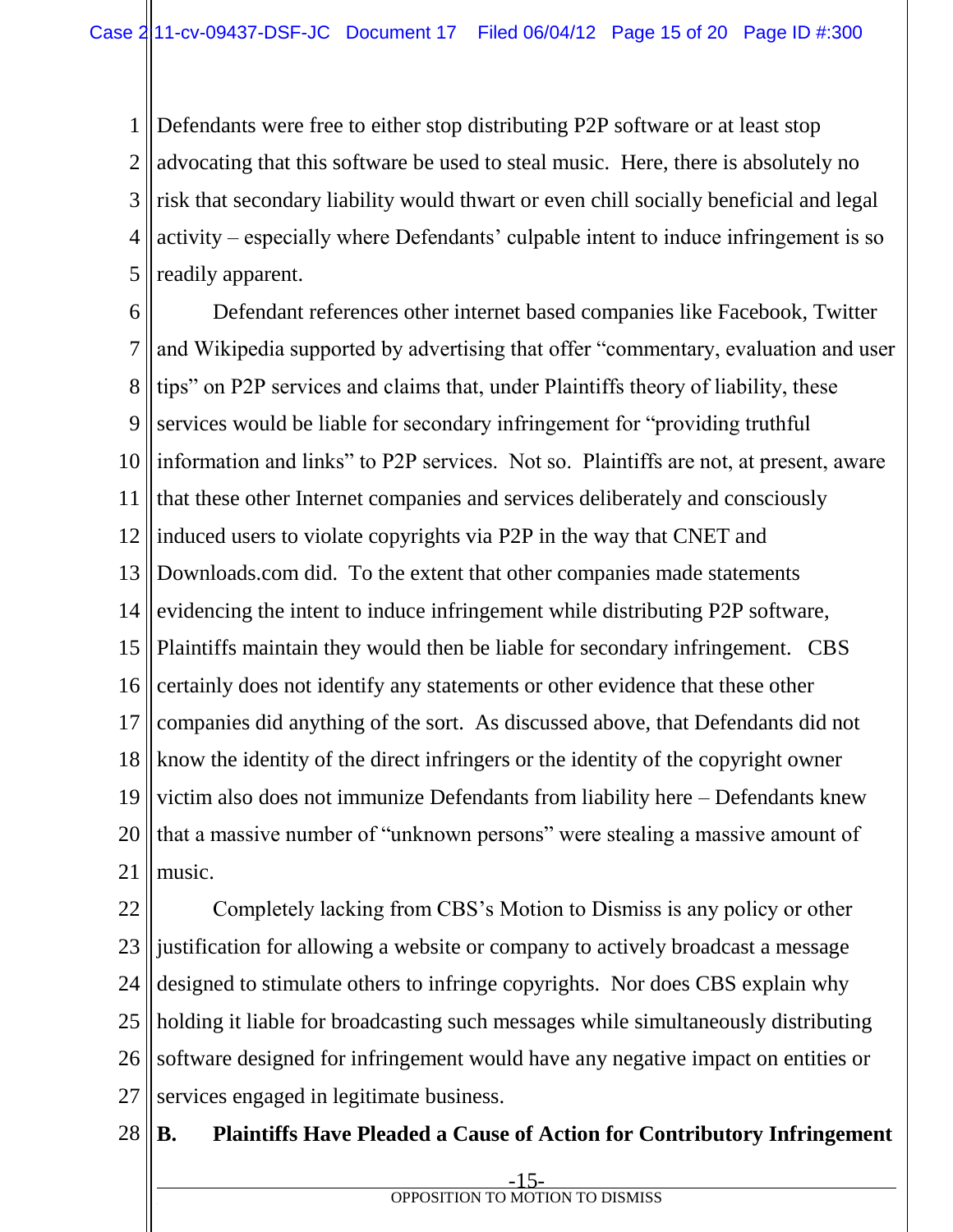Defendants were free to either stop distributing P2P software or at least stop advocating that this software be used to steal music. Here, there is absolutely no risk that secondary liability would thwart or even chill socially beneficial and legal activity – especially where Defendants' culpable intent to induce infringement is so readily apparent.

Defendant references other internet based companies like Facebook, Twitter and Wikipedia supported by advertising that offer "commentary, evaluation and user tips" on P2P services and claims that, under Plaintiffs theory of liability, these services would be liable for secondary infringement for "providing truthful information and links" to P2P services. Not so. Plaintiffs are not, at present, aware that these other Internet companies and services deliberately and consciously induced users to violate copyrights via P2P in the way that CNET and Downloads.com did. To the extent that other companies made statements evidencing the intent to induce infringement while distributing P2P software, Plaintiffs maintain they would then be liable for secondary infringement. CBS certainly does not identify any statements or other evidence that these other companies did anything of the sort. As discussed above, that Defendants did not know the identity of the direct infringers or the identity of the copyright owner victim also does not immunize Defendants from liability here – Defendants knew that a massive number of "unknown persons" were stealing a massive amount of music.

Completely lacking from CBS's Motion to Dismiss is any policy or other justification for allowing a website or company to actively broadcast a message designed to stimulate others to infringe copyrights. Nor does CBS explain why holding it liable for broadcasting such messages while simultaneously distributing software designed for infringement would have any negative impact on entities or services engaged in legitimate business.

## B. Plaintiffs Have Pleaded a Cause of Action for Contributory Infringement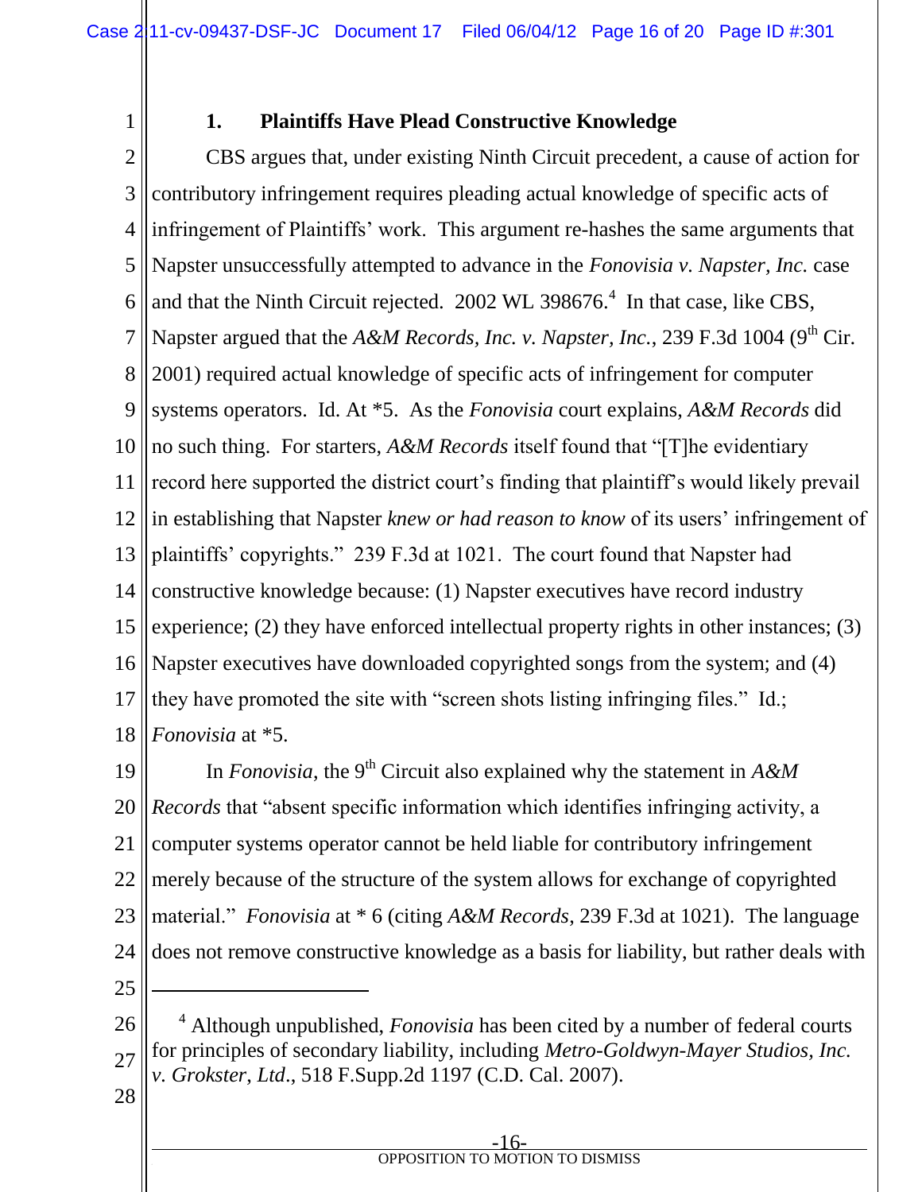### 1. Plaintiffs Have Plead Constructive Knowledge

CBS argues that, under existing Ninth Circuit precedent, a cause of action for contributory infringement requires pleading actual knowledge of specific acts of infringement of Plaintiffs' work. This argument re-hashes the same arguments that Napster unsuccessfully attempted to advance in the *Fonovisia v. Napster, Inc.* case and that the Ninth Circuit rejected. 2002 WL 398676.[4] In that case, like CBS, Napster argued that the *A&M Records, Inc. v. Napster, Inc.*, 239 F.3d 1004 (9th Cir. 2001) required actual knowledge of specific acts of infringement for computer systems operators. Id. At *5. As the *Fonovisia* court explains, *A&M Records* did no such thing. For starters, *A&M Records* itself found that "[T]he evidentiary record here supported the district court's finding that plaintiff's would likely prevail in establishing that Napster *knew or had reason to know* of its users' infringement of plaintiffs' copyrights." 239 F.3d at 1021. The court found that Napster had constructive knowledge because: (1) Napster executives have record industry experience; (2) they have enforced intellectual property rights in other instances; (3) Napster executives have downloaded copyrighted songs from the system; and (4) they have promoted the site with "screen shots listing infringing files." Id.; *Fonovisia* at *5.

In *Fonovisia*, the 9th Circuit also explained why the statement in *A&M Records* that "absent specific information which identifies infringing activity, a computer systems operator cannot be held liable for contributory infringement merely because of the structure of the system allows for exchange of copyrighted material." *Fonovisia* at * 6 (citing *A&M Records*, 239 F.3d at 1021). The language does not remove constructive knowledge as a basis for liability, but rather deals with

---

[4] Although unpublished, *Fonovisia* has been cited by a number of federal courts for principles of secondary liability, including *Metro-Goldwyn-Mayer Studios, Inc. v. Grokster, Ltd*., 518 F.Supp.2d 1197 (C.D. Cal. 2007).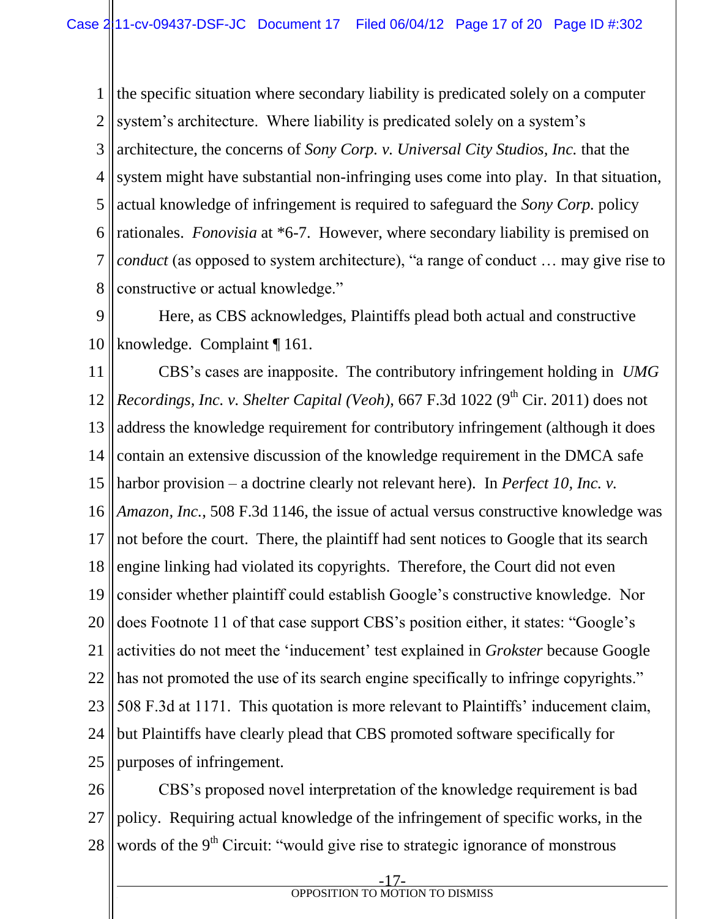the specific situation where secondary liability is predicated solely on a computer system's architecture. Where liability is predicated solely on a system's architecture, the concerns of *Sony Corp. v. Universal City Studios, Inc.* that the system might have substantial non-infringing uses come into play. In that situation, actual knowledge of infringement is required to safeguard the *Sony Corp.* policy rationales. *Fonovisia* at *6-7. However, where secondary liability is premised on *conduct* (as opposed to system architecture), "a range of conduct … may give rise to constructive or actual knowledge."

Here, as CBS acknowledges, Plaintiffs plead both actual and constructive knowledge. Complaint ¶ 161.

CBS's cases are inapposite. The contributory infringement holding in *UMG Recordings, Inc. v. Shelter Capital (Veoh),* 667 F.3d 1022 (9th Cir. 2011) does not address the knowledge requirement for contributory infringement (although it does contain an extensive discussion of the knowledge requirement in the DMCA safe harbor provision – a doctrine clearly not relevant here). In *Perfect 10, Inc. v. Amazon, Inc.*, 508 F.3d 1146, the issue of actual versus constructive knowledge was not before the court. There, the plaintiff had sent notices to Google that its search engine linking had violated its copyrights. Therefore, the Court did not even consider whether plaintiff could establish Google's constructive knowledge. Nor does Footnote 11 of that case support CBS's position either, it states: "Google's activities do not meet the 'inducement' test explained in *Grokster* because Google has not promoted the use of its search engine specifically to infringe copyrights." 508 F.3d at 1171. This quotation is more relevant to Plaintiffs' inducement claim, but Plaintiffs have clearly plead that CBS promoted software specifically for purposes of infringement.

CBS's proposed novel interpretation of the knowledge requirement is bad policy. Requiring actual knowledge of the infringement of specific works, in the words of the 9th Circuit: "would give rise to strategic ignorance of monstrous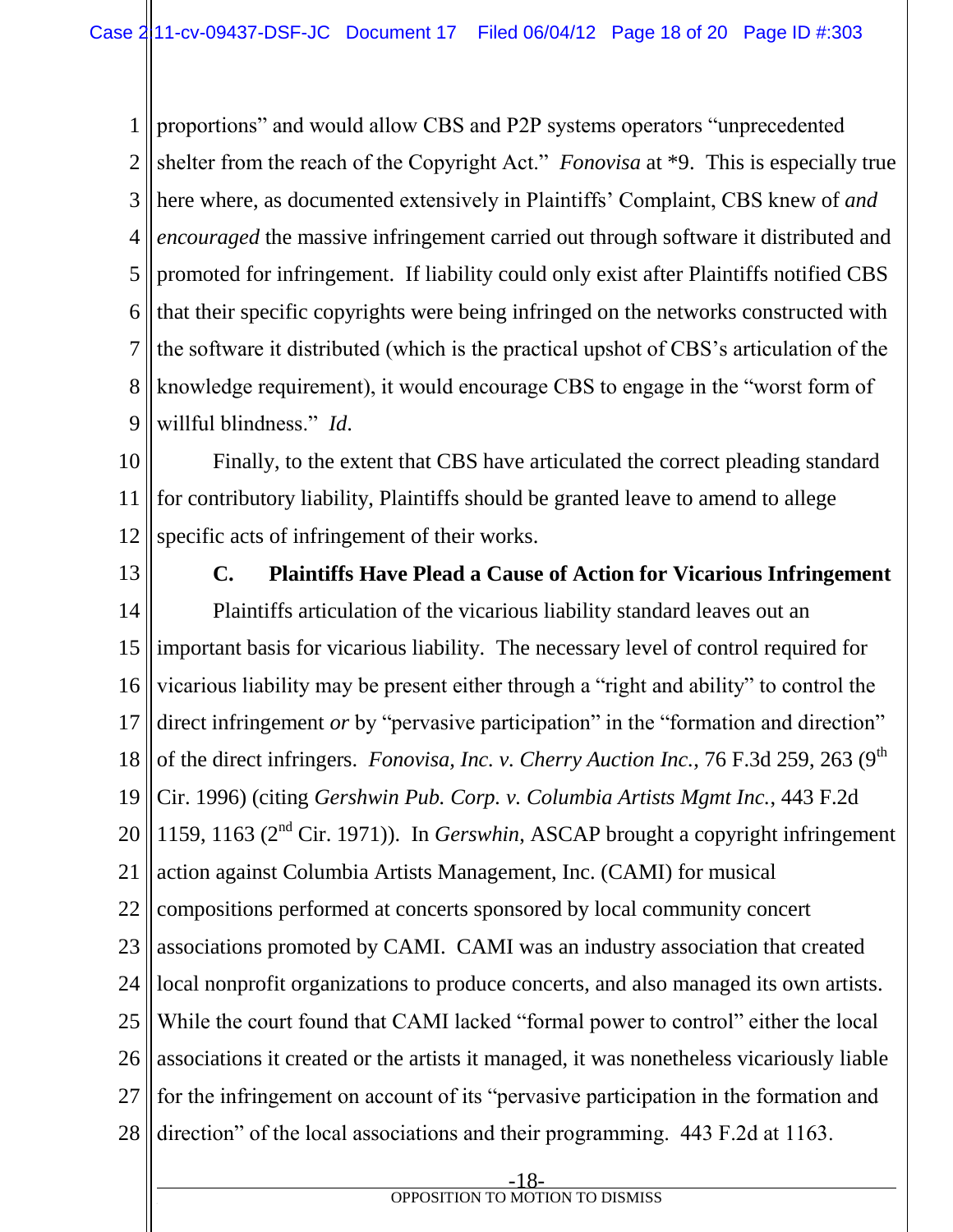proportions" and would allow CBS and P2P systems operators "unprecedented shelter from the reach of the Copyright Act." *Fonovisa* at *9. This is especially true here where, as documented extensively in Plaintiffs' Complaint, CBS knew of *and encouraged* the massive infringement carried out through software it distributed and promoted for infringement. If liability could only exist after Plaintiffs notified CBS that their specific copyrights were being infringed on the networks constructed with the software it distributed (which is the practical upshot of CBS's articulation of the knowledge requirement), it would encourage CBS to engage in the "worst form of willful blindness." *Id.*

Finally, to the extent that CBS have articulated the correct pleading standard for contributory liability, Plaintiffs should be granted leave to amend to allege specific acts of infringement of their works.

### C. Plaintiffs Have Plead a Cause of Action for Vicarious Infringement

Plaintiffs articulation of the vicarious liability standard leaves out an important basis for vicarious liability. The necessary level of control required for vicarious liability may be present either through a "right and ability" to control the direct infringement *or* by "pervasive participation" in the "formation and direction" of the direct infringers. *Fonovisa, Inc. v. Cherry Auction Inc.*, 76 F.3d 259, 263 (9th Cir. 1996) (citing *Gershwin Pub. Corp. v. Columbia Artists Mgmt Inc.*, 443 F.2d 1159, 1163 (2nd Cir. 1971)). In *Gerswhin*, ASCAP brought a copyright infringement action against Columbia Artists Management, Inc. (CAMI) for musical compositions performed at concerts sponsored by local community concert associations promoted by CAMI. CAMI was an industry association that created local nonprofit organizations to produce concerts, and also managed its own artists. While the court found that CAMI lacked "formal power to control" either the local associations it created or the artists it managed, it was nonetheless vicariously liable for the infringement on account of its "pervasive participation in the formation and direction" of the local associations and their programming. 443 F.2d at 1163.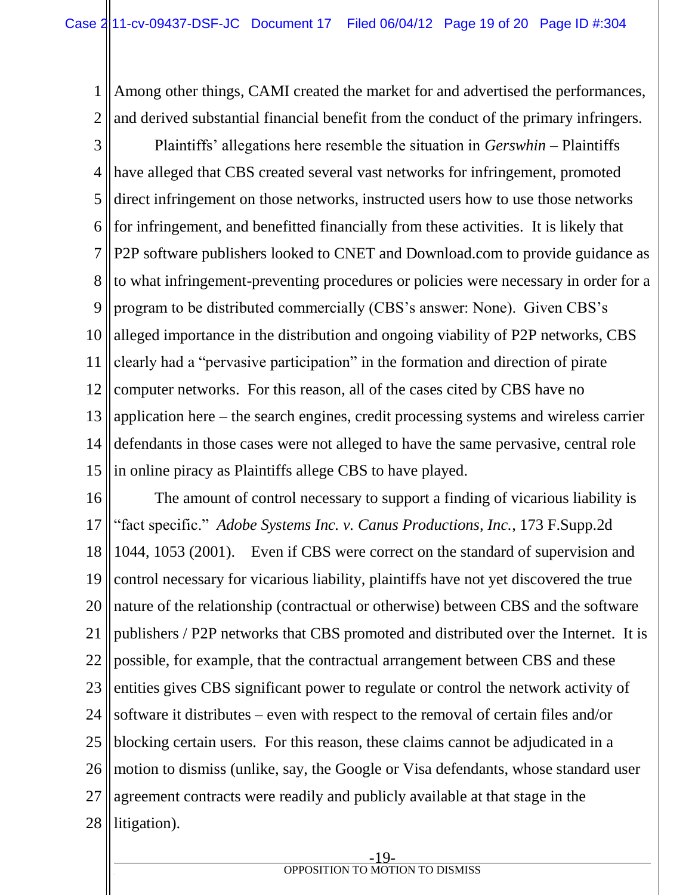Among other things, CAMI created the market for and advertised the performances, and derived substantial financial benefit from the conduct of the primary infringers.

Plaintiffs' allegations here resemble the situation in *Gerswhin* – Plaintiffs have alleged that CBS created several vast networks for infringement, promoted direct infringement on those networks, instructed users how to use those networks for infringement, and benefitted financially from these activities. It is likely that P2P software publishers looked to CNET and Download.com to provide guidance as to what infringement-preventing procedures or policies were necessary in order for a program to be distributed commercially (CBS's answer: None). Given CBS's alleged importance in the distribution and ongoing viability of P2P networks, CBS clearly had a "pervasive participation" in the formation and direction of pirate computer networks. For this reason, all of the cases cited by CBS have no application here – the search engines, credit processing systems and wireless carrier defendants in those cases were not alleged to have the same pervasive, central role in online piracy as Plaintiffs allege CBS to have played.

The amount of control necessary to support a finding of vicarious liability is "fact specific." *Adobe Systems Inc. v. Canus Productions, Inc.*, 173 F.Supp.2d 1044, 1053 (2001). Even if CBS were correct on the standard of supervision and control necessary for vicarious liability, plaintiffs have not yet discovered the true nature of the relationship (contractual or otherwise) between CBS and the software publishers / P2P networks that CBS promoted and distributed over the Internet. It is possible, for example, that the contractual arrangement between CBS and these entities gives CBS significant power to regulate or control the network activity of software it distributes – even with respect to the removal of certain files and/or blocking certain users. For this reason, these claims cannot be adjudicated in a motion to dismiss (unlike, say, the Google or Visa defendants, whose standard user agreement contracts were readily and publicly available at that stage in the litigation).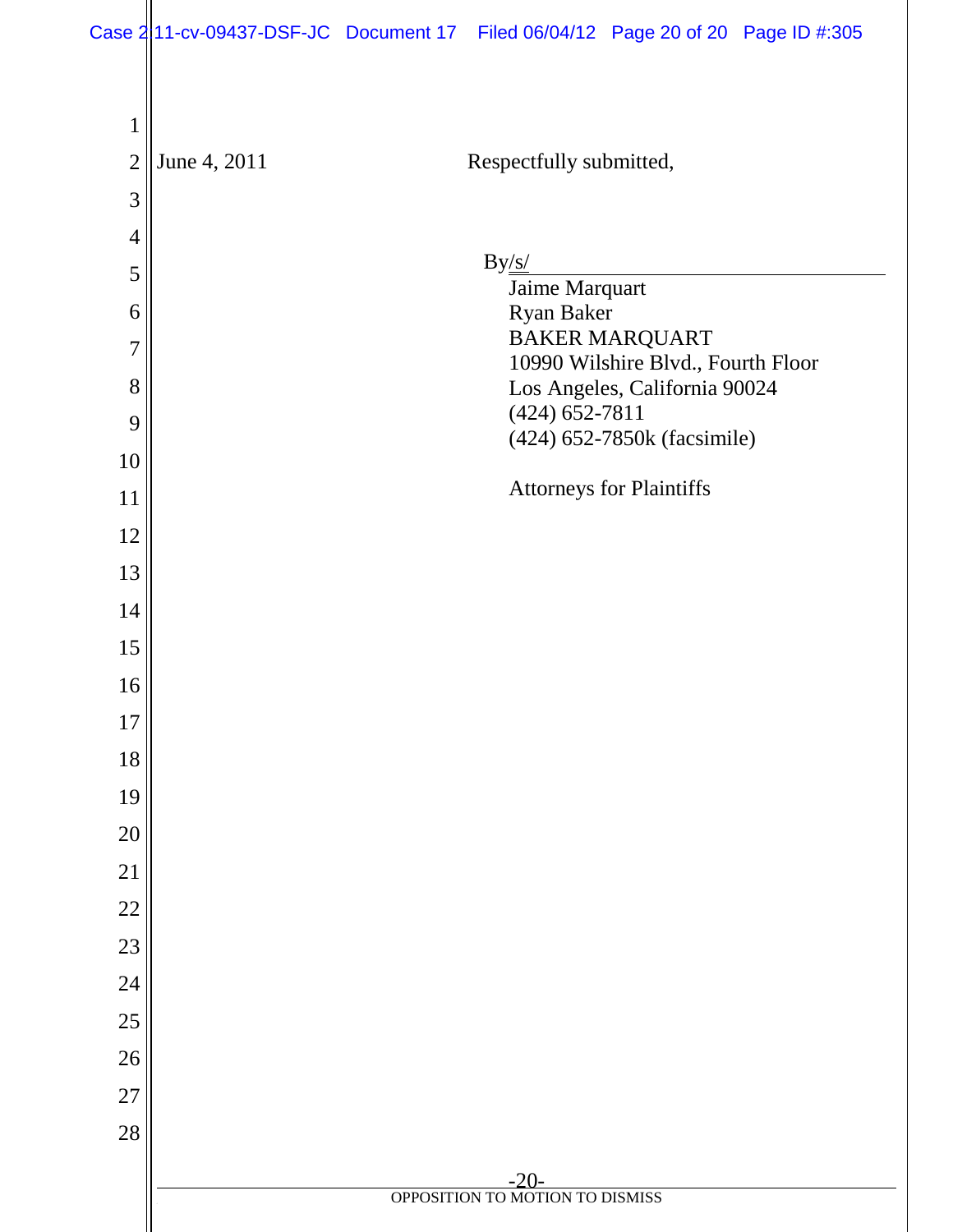June 4, 2011

Respectfully submitted,

By/s/

Jaime Marquart
Ryan Baker
BAKER MARQUART
10990 Wilshire Blvd., Fourth Floor
Los Angeles, California 90024
(424) 652-7811
(424) 652-7850k (facsimile)

Attorneys for Plaintiffs